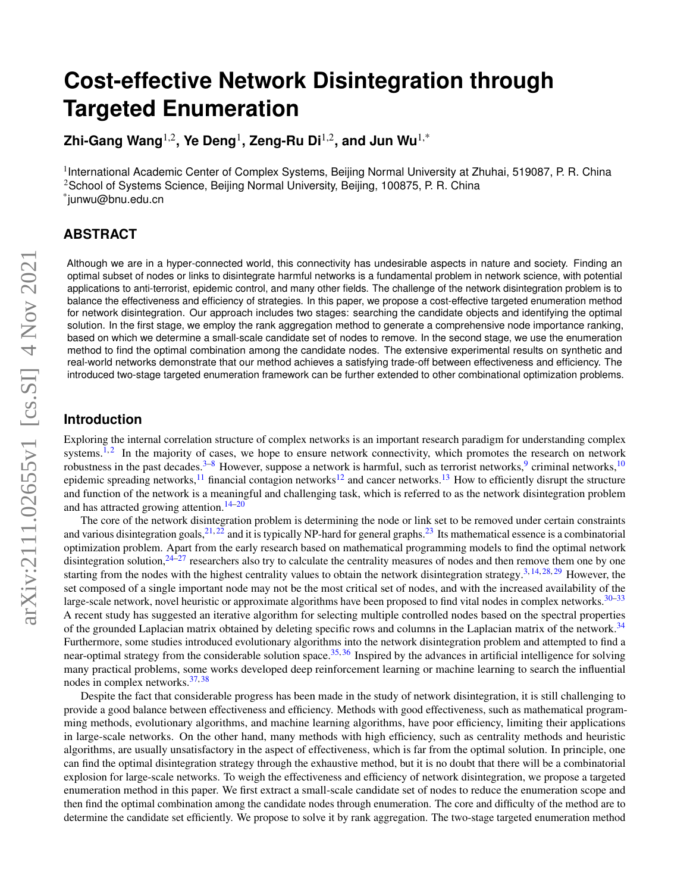# Cost-effective Network Disintegration through Targeted Enumeration

**Zhi-Gang Wang[1,2], Ye Deng[1], Zeng-Ru Di[1,2], and Jun Wu[1,*]**

[1]International Academic Center of Complex Systems, Beijing Normal University at Zhuhai, 519087, P. R. China
[2]School of Systems Science, Beijing Normal University, Beijing, 100875, P. R. China
[*]junwu@bnu.edu.cn

## ABSTRACT

Although we are in a hyper-connected world, this connectivity has undesirable aspects in nature and society. Finding an optimal subset of nodes or links to disintegrate harmful networks is a fundamental problem in network science, with potential applications to anti-terrorist, epidemic control, and many other fields. The challenge of the network disintegration problem is to balance the effectiveness and efficiency of strategies. In this paper, we propose a cost-effective targeted enumeration method for network disintegration. Our approach includes two stages: searching the candidate objects and identifying the optimal solution. In the first stage, we employ the rank aggregation method to generate a comprehensive node importance ranking, based on which we determine a small-scale candidate set of nodes to remove. In the second stage, we use the enumeration method to find the optimal combination among the candidate nodes. The extensive experimental results on synthetic and real-world networks demonstrate that our method achieves a satisfying trade-off between effectiveness and efficiency. The introduced two-stage targeted enumeration framework can be further extended to other combinational optimization problems.

## Introduction

Exploring the internal correlation structure of complex networks is an important research paradigm for understanding complex systems.[1,2] In the majority of cases, we hope to ensure network connectivity, which promotes the research on network robustness in the past decades.[3–8] However, suppose a network is harmful, such as terrorist networks,[9] criminal networks,[10] epidemic spreading networks,[11] financial contagion networks[12] and cancer networks.[13] How to efficiently disrupt the structure and function of the network is a meaningful and challenging task, which is referred to as the network disintegration problem and has attracted growing attention.[14–20]

The core of the network disintegration problem is determining the node or link set to be removed under certain constraints and various disintegration goals,[21,22] and it is typically NP-hard for general graphs.[23] Its mathematical essence is a combinatorial optimization problem. Apart from the early research based on mathematical programming models to find the optimal network disintegration solution,[24–27] researchers also try to calculate the centrality measures of nodes and then remove them one by one starting from the nodes with the highest centrality values to obtain the network disintegration strategy.[3,14,28,29] However, the set composed of a single important node may not be the most critical set of nodes, and with the increased availability of the large-scale network, novel heuristic or approximate algorithms have been proposed to find vital nodes in complex networks.[30–33] A recent study has suggested an iterative algorithm for selecting multiple controlled nodes based on the spectral properties of the grounded Laplacian matrix obtained by deleting specific rows and columns in the Laplacian matrix of the network.[34] Furthermore, some studies introduced evolutionary algorithms into the network disintegration problem and attempted to find a near-optimal strategy from the considerable solution space.[35,36] Inspired by the advances in artificial intelligence for solving many practical problems, some works developed deep reinforcement learning or machine learning to search the influential nodes in complex networks.[37,38]

Despite the fact that considerable progress has been made in the study of network disintegration, it is still challenging to provide a good balance between effectiveness and efficiency. Methods with good effectiveness, such as mathematical programming methods, evolutionary algorithms, and machine learning algorithms, have poor efficiency, limiting their applications in large-scale networks. On the other hand, many methods with high efficiency, such as centrality methods and heuristic algorithms, are usually unsatisfactory in the aspect of effectiveness, which is far from the optimal solution. In principle, one can find the optimal disintegration strategy through the exhaustive method, but it is no doubt that there will be a combinatorial explosion for large-scale networks. To weigh the effectiveness and efficiency of network disintegration, we propose a targeted enumeration method in this paper. We first extract a small-scale candidate set of nodes to reduce the enumeration scope and then find the optimal combination among the candidate nodes through enumeration. The core and difficulty of the method are to determine the candidate set efficiently. We propose to solve it by rank aggregation. The two-stage targeted enumeration method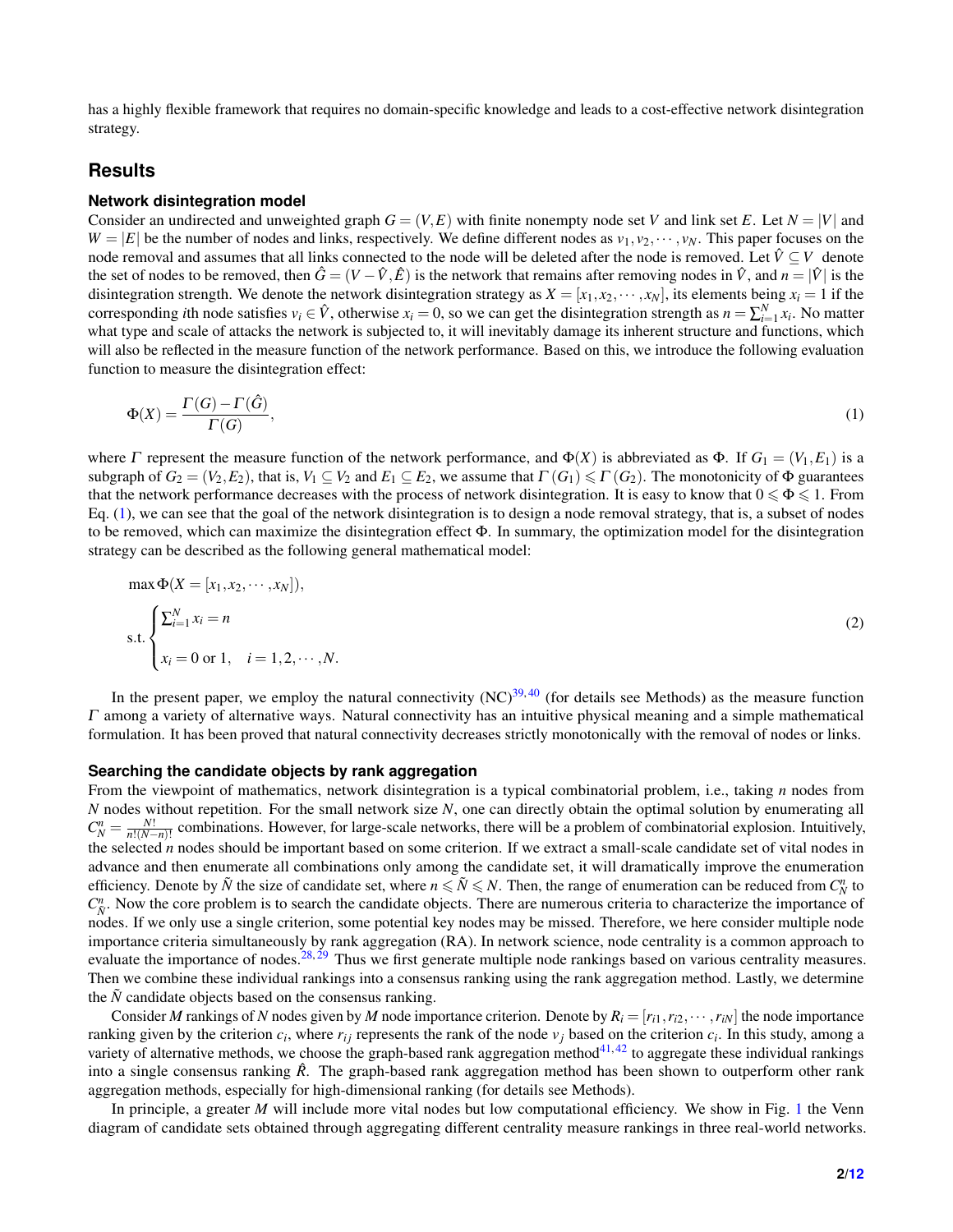has a highly flexible framework that requires no domain-specific knowledge and leads to a cost-effective network disintegration strategy.

## Results

### Network disintegration model

Consider an undirected and unweighted graph $G=(V,E)$ with finite nonempty node set $V$ and link set $E$. Let $N=|V|$ and $W=|E|$ be the number of nodes and links, respectively. We define different nodes as $v_1, v_2, \cdots, v_N$. This paper focuses on the node removal and assumes that all links connected to the node will be deleted after the node is removed. Let $\hat{V} \subseteq V$ denote the set of nodes to be removed, then $\hat{G}=(V-\hat{V}, \hat{E})$ is the network that remains after removing nodes in $\hat{V}$, and $n=|\hat{V}|$ is the disintegration strength. We denote the network disintegration strategy as $X=[x_1, x_2, \cdots, x_N]$, its elements being $x_i=1$ if the corresponding $i$th node satisfies $v_i \in \hat{V}$, otherwise $x_i=0$, so we can get the disintegration strength as $n=\sum_{i=1}^{N} x_i$. No matter what type and scale of attacks the network is subjected to, it will inevitably damage its inherent structure and functions, which will also be reflected in the measure function of the network performance. Based on this, we introduce the following evaluation function to measure the disintegration effect:

$$\Phi(X)=\frac{\Gamma(G)-\Gamma(\hat{G})}{\Gamma(G)}, \tag{1}$$

where $\Gamma$ represent the measure function of the network performance, and $\Phi(X)$ is abbreviated as $\Phi$. If $G_1=(V_1,E_1)$ is a subgraph of $G_2=(V_2,E_2)$, that is, $V_1 \subseteq V_2$ and $E_1 \subseteq E_2$, we assume that $\Gamma(G_1) \leqslant \Gamma(G_2)$. The monotonicity of $\Phi$ guarantees that the network performance decreases with the process of network disintegration. It is easy to know that $0 \leqslant \Phi \leqslant 1$. From Eq. (1), we can see that the goal of the network disintegration is to design a node removal strategy, that is, a subset of nodes to be removed, which can maximize the disintegration effect $\Phi$. In summary, the optimization model for the disintegration strategy can be described as the following general mathematical model:

$$\begin{aligned} &\max \Phi(X=[x_1, x_2, \cdots, x_N]), \\ &\text{s.t.} \begin{cases} \sum_{i=1}^{N} x_i = n \\ x_i = 0 \text{ or } 1, \quad i=1,2,\cdots,N. \end{cases} \end{aligned} \tag{2}$$

In the present paper, we employ the natural connectivity (NC)[39,40] (for details see Methods) as the measure function $\Gamma$ among a variety of alternative ways. Natural connectivity has an intuitive physical meaning and a simple mathematical formulation. It has been proved that natural connectivity decreases strictly monotonically with the removal of nodes or links.

### Searching the candidate objects by rank aggregation

From the viewpoint of mathematics, network disintegration is a typical combinatorial problem, i.e., taking $n$ nodes from $N$ nodes without repetition. For the small network size $N$, one can directly obtain the optimal solution by enumerating all $C_N^n = \frac{N!}{n!(N-n)!}$ combinations. However, for large-scale networks, there will be a problem of combinatorial explosion. Intuitively, the selected $n$ nodes should be important based on some criterion. If we extract a small-scale candidate set of vital nodes in advance and then enumerate all combinations only among the candidate set, it will dramatically improve the enumeration efficiency. Denote by $\tilde{N}$ the size of candidate set, where $n \leqslant \tilde{N} \leqslant N$. Then, the range of enumeration can be reduced from $C_N^n$ to $C_{\tilde{N}}^n$. Now the core problem is to search the candidate objects. There are numerous criteria to characterize the importance of nodes. If we only use a single criterion, some potential key nodes may be missed. Therefore, we here consider multiple node importance criteria simultaneously by rank aggregation (RA). In network science, node centrality is a common approach to evaluate the importance of nodes.[28,29] Thus we first generate multiple node rankings based on various centrality measures. Then we combine these individual rankings into a consensus ranking using the rank aggregation method. Lastly, we determine the $\tilde{N}$ candidate objects based on the consensus ranking.

Consider $M$ rankings of $N$ nodes given by $M$ node importance criterion. Denote by $R_i=[r_{i1}, r_{i2}, \cdots, r_{iN}]$ the node importance ranking given by the criterion $c_i$, where $r_{ij}$ represents the rank of the node $v_j$ based on the criterion $c_i$. In this study, among a variety of alternative methods, we choose the graph-based rank aggregation method[41,42] to aggregate these individual rankings into a single consensus ranking $\hat{R}$. The graph-based rank aggregation method has been shown to outperform other rank aggregation methods, especially for high-dimensional ranking (for details see Methods).

In principle, a greater $M$ will include more vital nodes but low computational efficiency. We show in Fig. 1 the Venn diagram of candidate sets obtained through aggregating different centrality measure rankings in three real-world networks.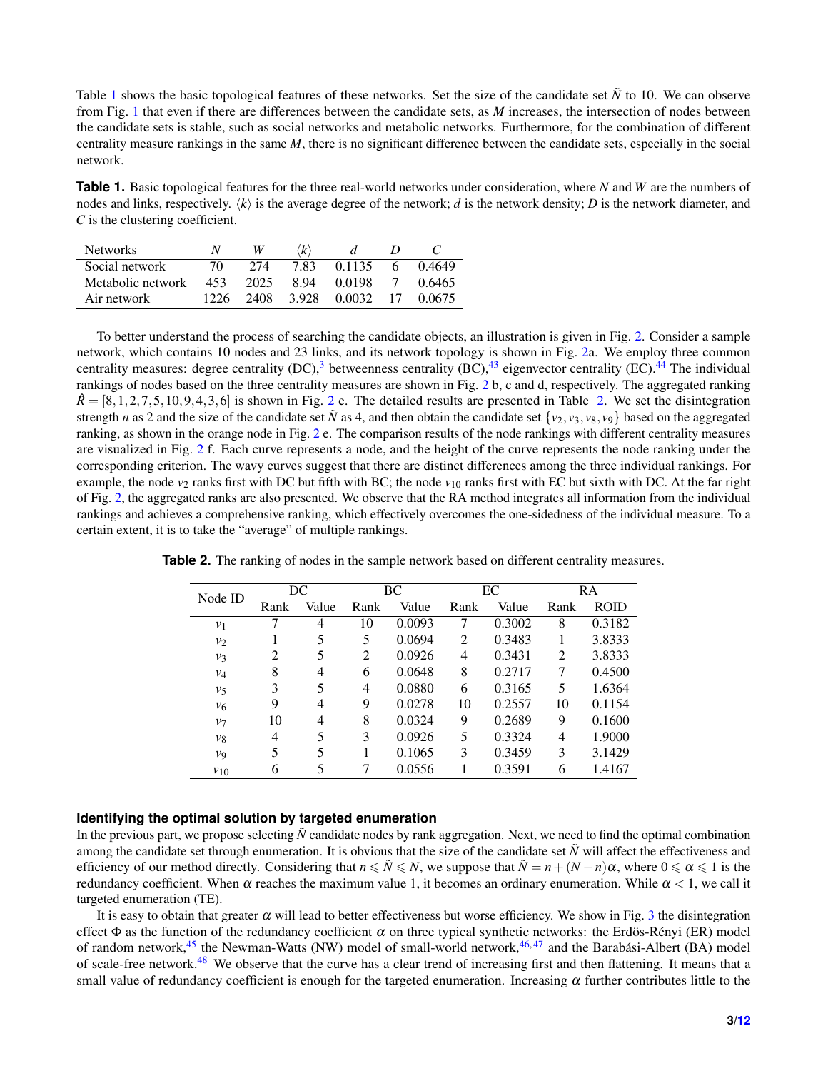Table 1 shows the basic topological features of these networks. Set the size of the candidate set $\tilde{N}$ to 10. We can observe from Fig. 1 that even if there are differences between the candidate sets, as $M$ increases, the intersection of nodes between the candidate sets is stable, such as social networks and metabolic networks. Furthermore, for the combination of different centrality measure rankings in the same $M$, there is no significant difference between the candidate sets, especially in the social network.

**Table 1.** Basic topological features for the three real-world networks under consideration, where $N$ and $W$ are the numbers of nodes and links, respectively. $\langle k \rangle$ is the average degree of the network; $d$ is the network density; $D$ is the network diameter, and $C$ is the clustering coefficient.

| Networks | $N$ | $W$ | $\langle k \rangle$ | $d$ | $D$ | $C$ |
|---|---|---|---|---|---|---|
| Social network | 70 | 274 | 7.83 | 0.1135 | 6 | 0.4649 |
| Metabolic network | 453 | 2025 | 8.94 | 0.0198 | 7 | 0.6465 |
| Air network | 1226 | 2408 | 3.928 | 0.0032 | 17 | 0.0675 |

To better understand the process of searching the candidate objects, an illustration is given in Fig. 2. Consider a sample network, which contains 10 nodes and 23 links, and its network topology is shown in Fig. 2a. We employ three common centrality measures: degree centrality (DC),[3] betweenness centrality (BC),[43] eigenvector centrality (EC).[44] The individual rankings of nodes based on the three centrality measures are shown in Fig. 2 b, c and d, respectively. The aggregated ranking $\hat{R} = [8, 1, 2, 7, 5, 10, 9, 4, 3, 6]$ is shown in Fig. 2 e. The detailed results are presented in Table 2. We set the disintegration strength $n$ as 2 and the size of the candidate set $\tilde{N}$ as 4, and then obtain the candidate set $\{v_2, v_3, v_8, v_9\}$ based on the aggregated ranking, as shown in the orange node in Fig. 2 e. The comparison results of the node rankings with different centrality measures are visualized in Fig. 2 f. Each curve represents a node, and the height of the curve represents the node ranking under the corresponding criterion. The wavy curves suggest that there are distinct differences among the three individual rankings. For example, the node $v_2$ ranks first with DC but fifth with BC; the node $v_{10}$ ranks first with EC but sixth with DC. At the far right of Fig. 2, the aggregated ranks are also presented. We observe that the RA method integrates all information from the individual rankings and achieves a comprehensive ranking, which effectively overcomes the one-sidedness of the individual measure. To a certain extent, it is to take the "average" of multiple rankings.

**Table 2.** The ranking of nodes in the sample network based on different centrality measures.

| Node ID | DC | | BC | | EC | | RA | |
|---|---|---|---|---|---|---|---|---|
| | Rank | Value | Rank | Value | Rank | Value | Rank | ROID |
| $v_1$ | 7 | 4 | 10 | 0.0093 | 7 | 0.3002 | 8 | 0.3182 |
| $v_2$ | 1 | 5 | 5 | 0.0694 | 2 | 0.3483 | 1 | 3.8333 |
| $v_3$ | 2 | 5 | 2 | 0.0926 | 4 | 0.3431 | 2 | 3.8333 |
| $v_4$ | 8 | 4 | 6 | 0.0648 | 8 | 0.2717 | 7 | 0.4500 |
| $v_5$ | 3 | 5 | 4 | 0.0880 | 6 | 0.3165 | 5 | 1.6364 |
| $v_6$ | 9 | 4 | 9 | 0.0278 | 10 | 0.2557 | 10 | 0.1154 |
| $v_7$ | 10 | 4 | 8 | 0.0324 | 9 | 0.2689 | 9 | 0.1600 |
| $v_8$ | 4 | 5 | 3 | 0.0926 | 5 | 0.3324 | 4 | 1.9000 |
| $v_9$ | 5 | 5 | 1 | 0.1065 | 3 | 0.3459 | 3 | 3.1429 |
| $v_{10}$ | 6 | 5 | 7 | 0.0556 | 1 | 0.3591 | 6 | 1.4167 |

### Identifying the optimal solution by targeted enumeration

In the previous part, we propose selecting $\tilde{N}$ candidate nodes by rank aggregation. Next, we need to find the optimal combination among the candidate set through enumeration. It is obvious that the size of the candidate set $\tilde{N}$ will affect the effectiveness and efficiency of our method directly. Considering that $n \leqslant \tilde{N} \leqslant N$, we suppose that $\tilde{N} = n + (N - n)\alpha$, where $0 \leqslant \alpha \leqslant 1$ is the redundancy coefficient. When $\alpha$ reaches the maximum value 1, it becomes an ordinary enumeration. While $\alpha < 1$, we call it targeted enumeration (TE).

It is easy to obtain that greater $\alpha$ will lead to better effectiveness but worse efficiency. We show in Fig. 3 the disintegration effect $\Phi$ as the function of the redundancy coefficient $\alpha$ on three typical synthetic networks: the Erdös-Rényi (ER) model of random network,[45] the Newman-Watts (NW) model of small-world network,[46,47] and the Barabási-Albert (BA) model of scale-free network.[48] We observe that the curve has a clear trend of increasing first and then flattening. It means that a small value of redundancy coefficient is enough for the targeted enumeration. Increasing $\alpha$ further contributes little to the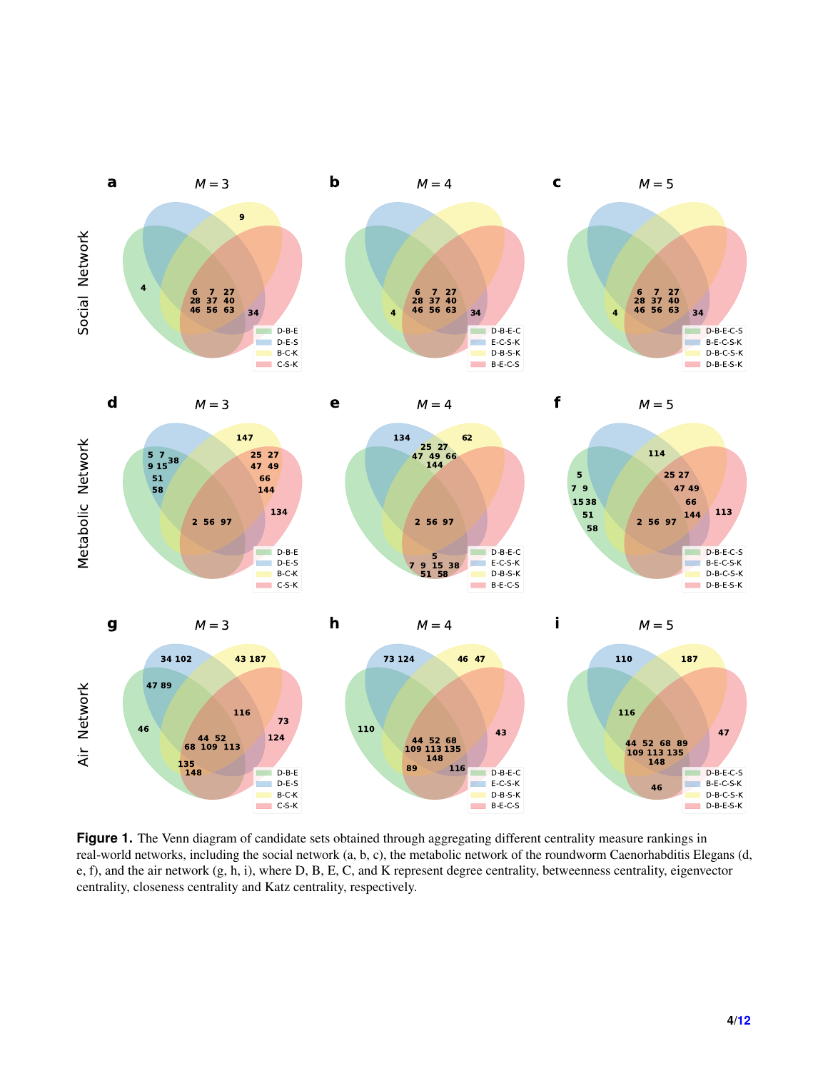**Figure 1.** The Venn diagram of candidate sets obtained through aggregating different centrality measure rankings in real-world networks, including the social network (a, b, c), the metabolic network of the roundworm Caenorhabditis Elegans (d, e, f), and the air network (g, h, i), where D, B, E, C, and K represent degree centrality, betweenness centrality, eigenvector centrality, closeness centrality and Katz centrality, respectively.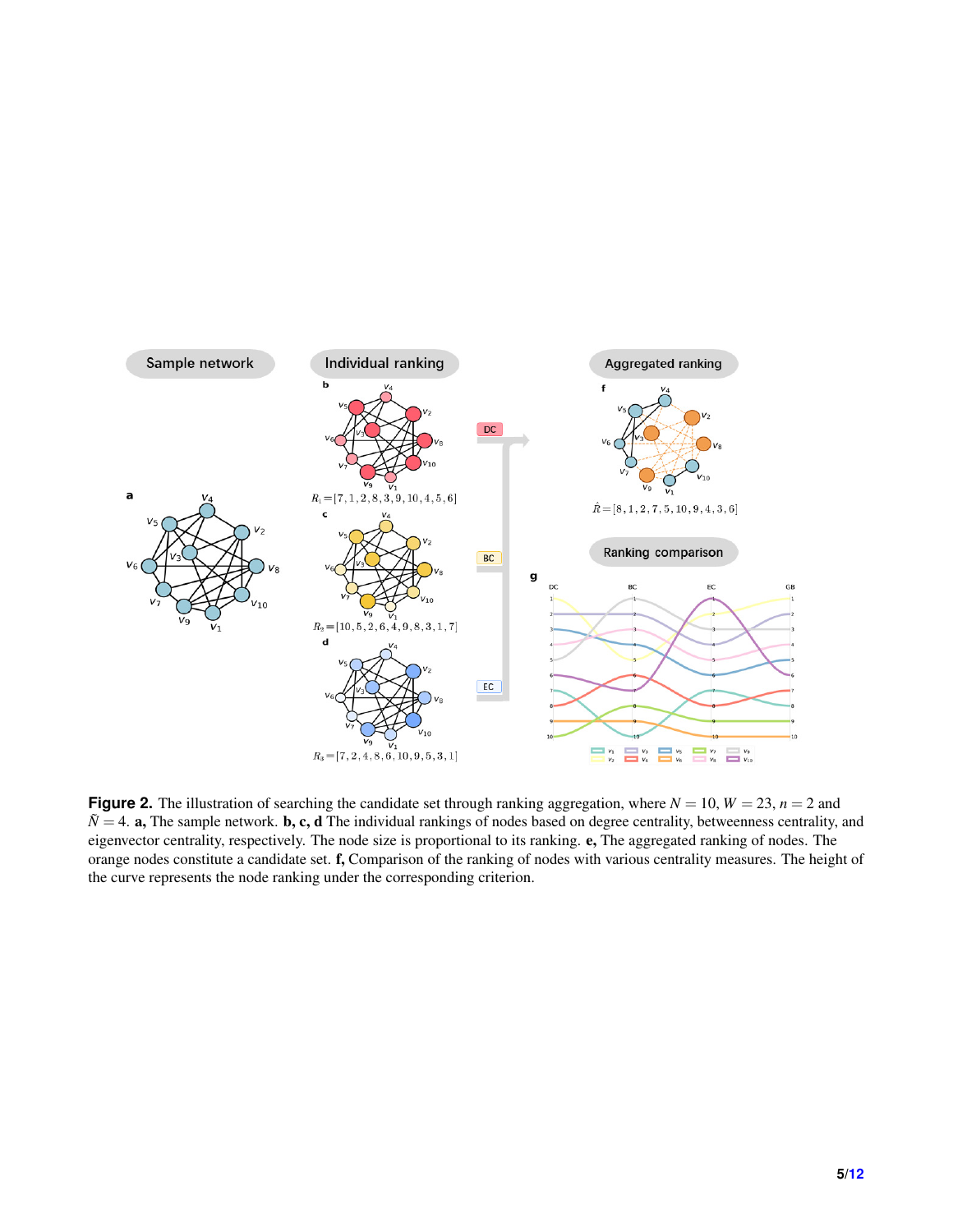**Figure 2.** The illustration of searching the candidate set through ranking aggregation, where $N = 10$, $W = 23$, $n = 2$ and $\tilde{N} = 4$. **a,** The sample network. **b, c, d** The individual rankings of nodes based on degree centrality, betweenness centrality, and eigenvector centrality, respectively. The node size is proportional to its ranking. **e,** The aggregated ranking of nodes. The orange nodes constitute a candidate set. **f,** Comparison of the ranking of nodes with various centrality measures. The height of the curve represents the node ranking under the corresponding criterion.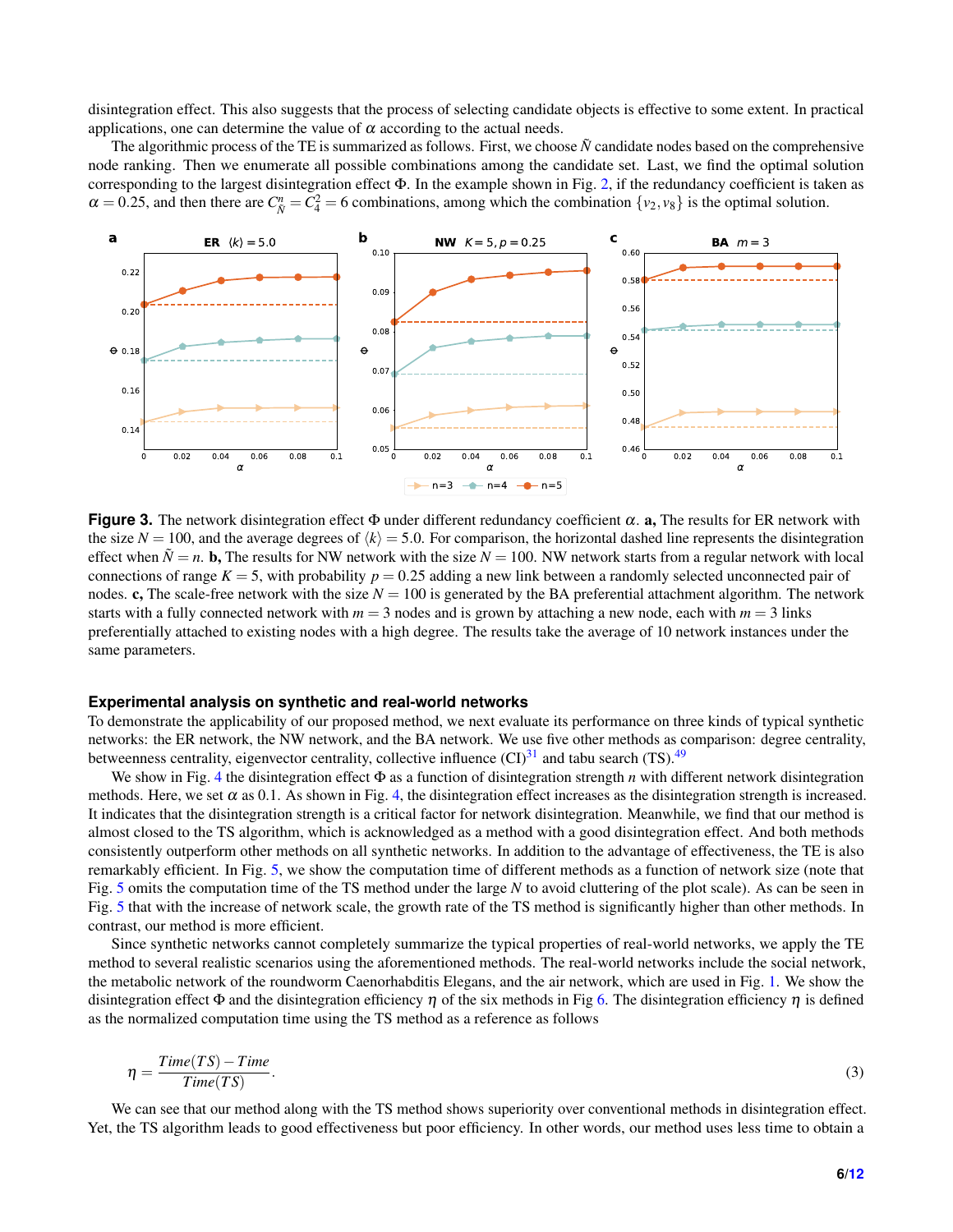disintegration effect. This also suggests that the process of selecting candidate objects is effective to some extent. In practical applications, one can determine the value of $\alpha$ according to the actual needs.

The algorithmic process of the TE is summarized as follows. First, we choose $\tilde{N}$ candidate nodes based on the comprehensive node ranking. Then we enumerate all possible combinations among the candidate set. Last, we find the optimal solution corresponding to the largest disintegration effect $\Phi$. In the example shown in Fig. 2, if the redundancy coefficient is taken as $\alpha = 0.25$, and then there are $C_{\tilde{N}}^{n} = C_4^2 = 6$ combinations, among which the combination $\{v_2, v_8\}$ is the optimal solution.

**Figure 3.** The network disintegration effect $\Phi$ under different redundancy coefficient $\alpha$. **a,** The results for ER network with the size $N = 100$, and the average degrees of $\langle k \rangle = 5.0$. For comparison, the horizontal dashed line represents the disintegration effect when $\tilde{N} = n$. **b,** The results for NW network with the size $N = 100$. NW network starts from a regular network with local connections of range $K = 5$, with probability $p = 0.25$ adding a new link between a randomly selected unconnected pair of nodes. **c,** The scale-free network with the size $N = 100$ is generated by the BA preferential attachment algorithm. The network starts with a fully connected network with $m = 3$ nodes and is grown by attaching a new node, each with $m = 3$ links preferentially attached to existing nodes with a high degree. The results take the average of 10 network instances under the same parameters.

### Experimental analysis on synthetic and real-world networks

To demonstrate the applicability of our proposed method, we next evaluate its performance on three kinds of typical synthetic networks: the ER network, the NW network, and the BA network. We use five other methods as comparison: degree centrality, betweenness centrality, eigenvector centrality, collective influence (CI)[31] and tabu search (TS).[49]

We show in Fig. 4 the disintegration effect $\Phi$ as a function of disintegration strength $n$ with different network disintegration methods. Here, we set $\alpha$ as 0.1. As shown in Fig. 4, the disintegration effect increases as the disintegration strength is increased. It indicates that the disintegration strength is a critical factor for network disintegration. Meanwhile, we find that our method is almost closed to the TS algorithm, which is acknowledged as a method with a good disintegration effect. And both methods consistently outperform other methods on all synthetic networks. In addition to the advantage of effectiveness, the TE is also remarkably efficient. In Fig. 5, we show the computation time of different methods as a function of network size (note that Fig. 5 omits the computation time of the TS method under the large $N$ to avoid cluttering of the plot scale). As can be seen in Fig. 5 that with the increase of network scale, the growth rate of the TS method is significantly higher than other methods. In contrast, our method is more efficient.

Since synthetic networks cannot completely summarize the typical properties of real-world networks, we apply the TE method to several realistic scenarios using the aforementioned methods. The real-world networks include the social network, the metabolic network of the roundworm Caenorhabditis Elegans, and the air network, which are used in Fig. 1. We show the disintegration effect $\Phi$ and the disintegration efficiency $\eta$ of the six methods in Fig 6. The disintegration efficiency $\eta$ is defined as the normalized computation time using the TS method as a reference as follows

$$\eta = \frac{Time(TS) - Time}{Time(TS)}. \tag{3}$$

We can see that our method along with the TS method shows superiority over conventional methods in disintegration effect. Yet, the TS algorithm leads to good effectiveness but poor efficiency. In other words, our method uses less time to obtain a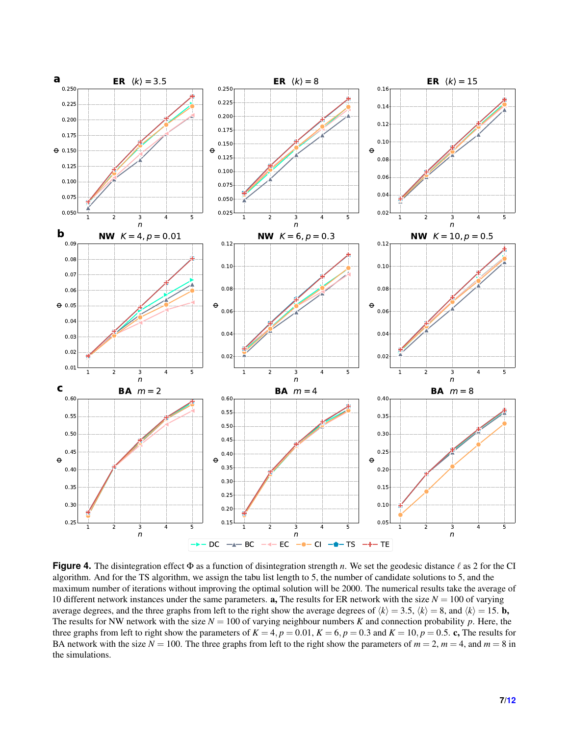**Figure 4.** The disintegration effect $\Phi$ as a function of disintegration strength $n$. We set the geodesic distance $\ell$ as 2 for the CI algorithm. And for the TS algorithm, we assign the tabu list length to 5, the number of candidate solutions to 5, and the maximum number of iterations without improving the optimal solution will be 2000. The numerical results take the average of 10 different network instances under the same parameters. **a,** The results for ER network with the size $N = 100$ of varying average degrees, and the three graphs from left to the right show the average degrees of $\langle k \rangle = 3.5$, $\langle k \rangle = 8$, and $\langle k \rangle = 15$. **b,** The results for NW network with the size $N = 100$ of varying neighbour numbers $K$ and connection probability $p$. Here, the three graphs from left to right show the parameters of $K = 4, p = 0.01$, $K = 6, p = 0.3$ and $K = 10, p = 0.5$. **c,** The results for BA network with the size $N = 100$. The three graphs from left to the right show the parameters of $m = 2$, $m = 4$, and $m = 8$ in the simulations.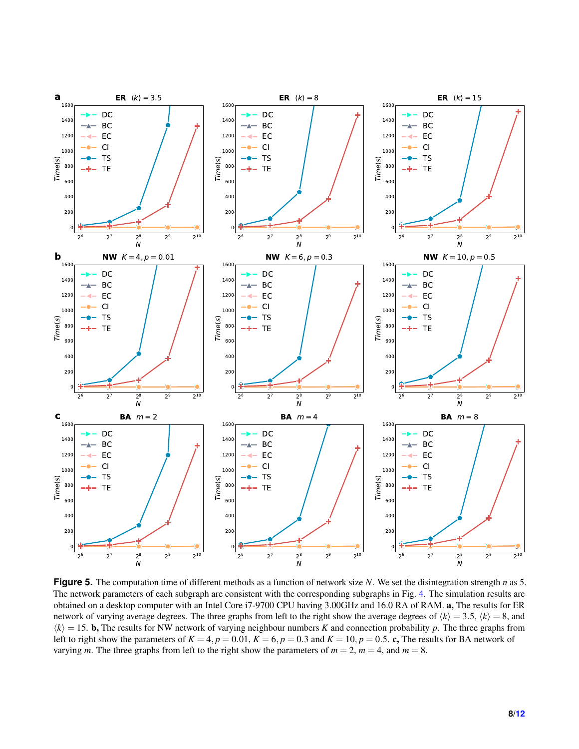**Figure 5.** The computation time of different methods as a function of network size $N$. We set the disintegration strength $n$ as 5. The network parameters of each subgraph are consistent with the corresponding subgraphs in Fig. 4. The simulation results are obtained on a desktop computer with an Intel Core i7-9700 CPU having 3.00GHz and 16.0 RA of RAM. **a,** The results for ER network of varying average degrees. The three graphs from left to the right show the average degrees of $\langle k \rangle = 3.5$, $\langle k \rangle = 8$, and $\langle k \rangle = 15$. **b,** The results for NW network of varying neighbour numbers $K$ and connection probability $p$. The three graphs from left to right show the parameters of $K = 4, p = 0.01$, $K = 6, p = 0.3$ and $K = 10, p = 0.5$. **c,** The results for BA network of varying $m$. The three graphs from left to the right show the parameters of $m = 2$, $m = 4$, and $m = 8$.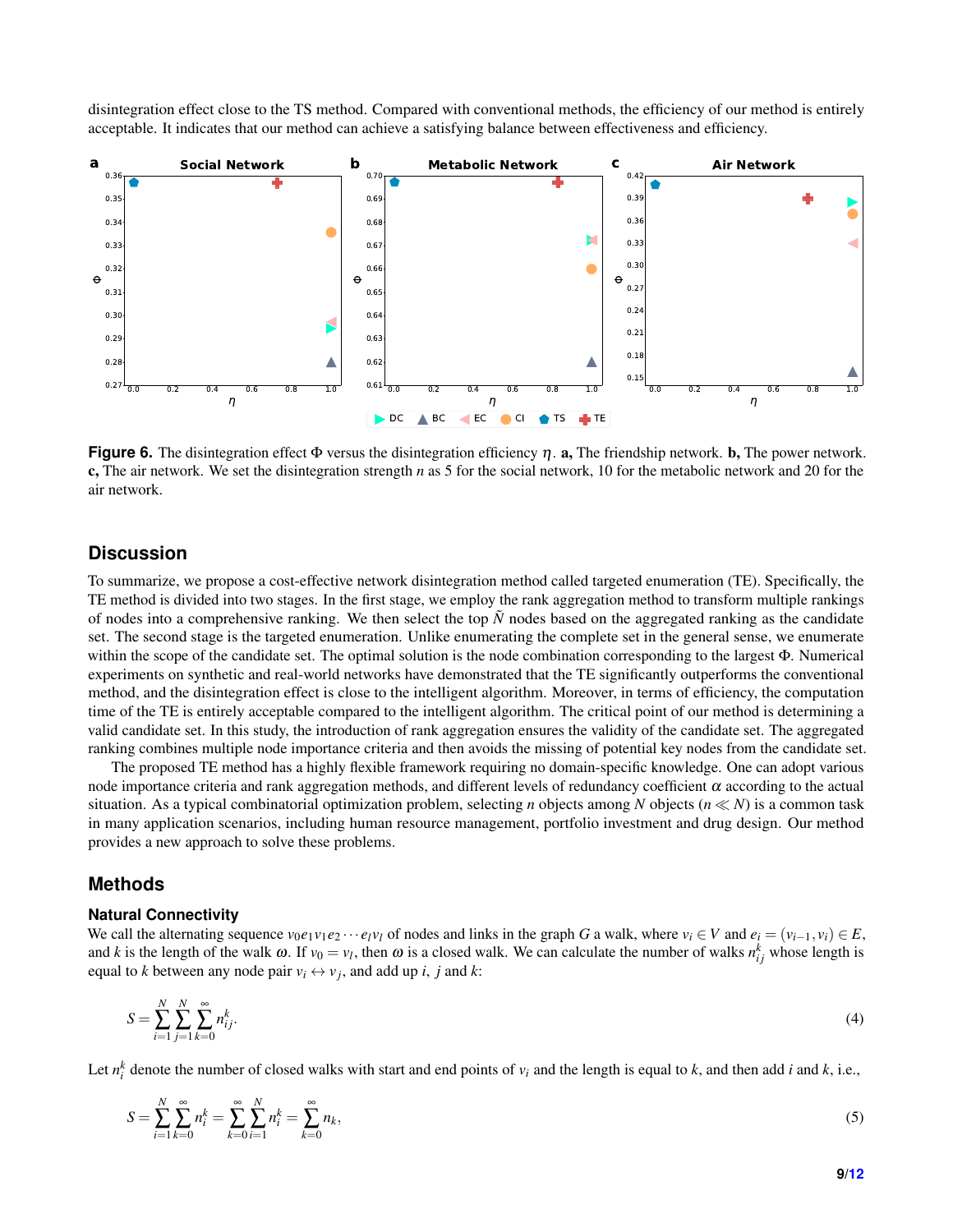disintegration effect close to the TS method. Compared with conventional methods, the efficiency of our method is entirely acceptable. It indicates that our method can achieve a satisfying balance between effectiveness and efficiency.

**Figure 6.** The disintegration effect $\Phi$ versus the disintegration efficiency $\eta$. **a,** The friendship network. **b,** The power network. **c,** The air network. We set the disintegration strength $n$ as 5 for the social network, 10 for the metabolic network and 20 for the air network.

## Discussion

To summarize, we propose a cost-effective network disintegration method called targeted enumeration (TE). Specifically, the TE method is divided into two stages. In the first stage, we employ the rank aggregation method to transform multiple rankings of nodes into a comprehensive ranking. We then select the top $\tilde{N}$ nodes based on the aggregated ranking as the candidate set. The second stage is the targeted enumeration. Unlike enumerating the complete set in the general sense, we enumerate within the scope of the candidate set. The optimal solution is the node combination corresponding to the largest $\Phi$. Numerical experiments on synthetic and real-world networks have demonstrated that the TE significantly outperforms the conventional method, and the disintegration effect is close to the intelligent algorithm. Moreover, in terms of efficiency, the computation time of the TE is entirely acceptable compared to the intelligent algorithm. The critical point of our method is determining a valid candidate set. In this study, the introduction of rank aggregation ensures the validity of the candidate set. The aggregated ranking combines multiple node importance criteria and then avoids the missing of potential key nodes from the candidate set.

The proposed TE method has a highly flexible framework requiring no domain-specific knowledge. One can adopt various node importance criteria and rank aggregation methods, and different levels of redundancy coefficient $\alpha$ according to the actual situation. As a typical combinatorial optimization problem, selecting $n$ objects among $N$ objects ($n \ll N$) is a common task in many application scenarios, including human resource management, portfolio investment and drug design. Our method provides a new approach to solve these problems.

## Methods

### Natural Connectivity

We call the alternating sequence $v_0 e_1 v_1 e_2 \cdots e_l v_l$ of nodes and links in the graph $G$ a walk, where $v_i \in V$ and $e_i = (v_{i-1}, v_i) \in E$, and $k$ is the length of the walk $\omega$. If $v_0 = v_l$, then $\omega$ is a closed walk. We can calculate the number of walks $n_{ij}^k$ whose length is equal to $k$ between any node pair $v_i \leftrightarrow v_j$, and add up $i$, $j$ and $k$:

$$S = \sum_{i=1}^{N} \sum_{j=1}^{N} \sum_{k=0}^{\infty} n_{ij}^k. \tag{4}$$

Let $n_i^k$ denote the number of closed walks with start and end points of $v_i$ and the length is equal to $k$, and then add $i$ and $k$, i.e.,

$$S = \sum_{i=1}^{N} \sum_{k=0}^{\infty} n_i^k = \sum_{k=0}^{\infty} \sum_{i=1}^{N} n_i^k = \sum_{k=0}^{\infty} n_k, \tag{5}$$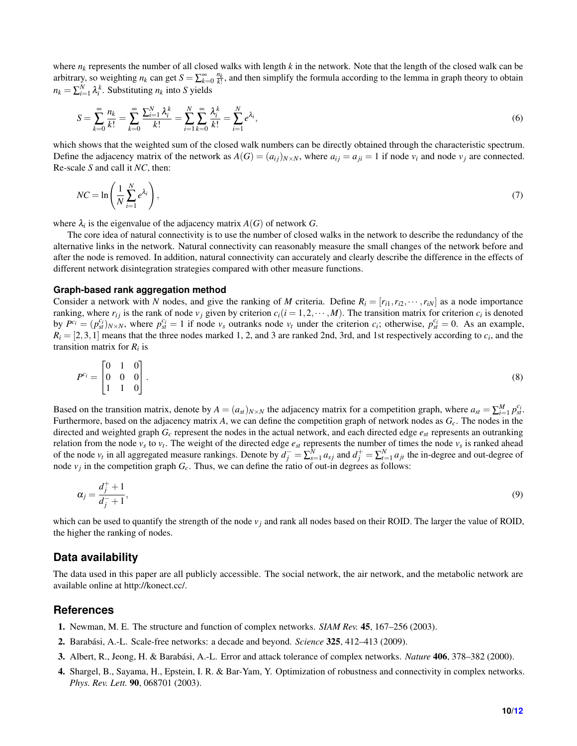where $n_k$ represents the number of all closed walks with length $k$ in the network. Note that the length of the closed walk can be arbitrary, so weighting $n_k$ can get $S = \sum_{k=0}^{\infty} \frac{n_k}{k!}$, and then simplify the formula according to the lemma in graph theory to obtain $n_k = \sum_{i=1}^{N} \lambda_i^k$. Substituting $n_k$ into $S$ yields

$$S = \sum_{k=0}^{\infty} \frac{n_k}{k!} = \sum_{k=0}^{\infty} \frac{\sum_{i=1}^{N} \lambda_i^k}{k!} = \sum_{i=1}^{N} \sum_{k=0}^{\infty} \frac{\lambda_i^k}{k!} = \sum_{i=1}^{N} e^{\lambda_i}, \tag{6}$$

which shows that the weighted sum of the closed walk numbers can be directly obtained through the characteristic spectrum. Define the adjacency matrix of the network as $A(G) = (a_{ij})_{N \times N}$, where $a_{ij} = a_{ji} = 1$ if node $v_i$ and node $v_j$ are connected. Re-scale $S$ and call it $NC$, then:

$$NC = \ln \left( \frac{1}{N} \sum_{i=1}^{N} e^{\lambda_i} \right), \tag{7}$$

where $\lambda_i$ is the eigenvalue of the adjacency matrix $A(G)$ of network $G$.

The core idea of natural connectivity is to use the number of closed walks in the network to describe the redundancy of the alternative links in the network. Natural connectivity can reasonably measure the small changes of the network before and after the node is removed. In addition, natural connectivity can accurately and clearly describe the difference in the effects of different network disintegration strategies compared with other measure functions.

### Graph-based rank aggregation method

Consider a network with $N$ nodes, and give the ranking of $M$ criteria. Define $R_i = [r_{i1}, r_{i2}, \cdots, r_{iN}]$ as a node importance ranking, where $r_{ij}$ is the rank of node $v_j$ given by criterion $c_i (i = 1, 2, \cdots, M)$. The transition matrix for criterion $c_i$ is denoted by $P^{c_i} = (p_{st}^{c_i})_{N \times N}$, where $p_{st}^{c_i} = 1$ if node $v_s$ outranks node $v_t$ under the criterion $c_i$; otherwise, $p_{st}^{c_i} = 0$. As an example, $R_i = [2, 3, 1]$ means that the three nodes marked 1, 2, and 3 are ranked 2nd, 3rd, and 1st respectively according to $c_i$, and the transition matrix for $R_i$ is

$$P^{c_i} = \begin{bmatrix} 0 & 1 & 0 \\ 0 & 0 & 0 \\ 1 & 1 & 0 \end{bmatrix}. \tag{8}$$

Based on the transition matrix, denote by $A = (a_{st})_{N \times N}$ the adjacency matrix for a competition graph, where $a_{st} = \sum_{i=1}^{M} p_{st}^{c_i}$. Furthermore, based on the adjacency matrix $A$, we can define the competition graph of network nodes as $G_c$. The nodes in the directed and weighted graph $G_c$ represent the nodes in the actual network, and each directed edge $e_{st}$ represents an outranking relation from the node $v_s$ to $v_t$. The weight of the directed edge $e_{st}$ represents the number of times the node $v_s$ is ranked ahead of the node $v_t$ in all aggregated measure rankings. Denote by $d_j^- = \sum_{s=1}^{N} a_{sj}$ and $d_j^+ = \sum_{t=1}^{N} a_{jt}$ the in-degree and out-degree of node $v_j$ in the competition graph $G_c$. Thus, we can define the ratio of out-in degrees as follows:

$$\alpha_j = \frac{d_j^+ + 1}{d_j^- + 1}, \tag{9}$$

which can be used to quantify the strength of the node $v_j$ and rank all nodes based on their ROID. The larger the value of ROID, the higher the ranking of nodes.

## Data availability

The data used in this paper are all publicly accessible. The social network, the air network, and the metabolic network are available online at http://konect.cc/.

## References

1. Newman, M. E. The structure and function of complex networks. *SIAM Rev.* **45**, 167–256 (2003).
2. Barabási, A.-L. Scale-free networks: a decade and beyond. *Science* **325**, 412–413 (2009).
3. Albert, R., Jeong, H. & Barabási, A.-L. Error and attack tolerance of complex networks. *Nature* **406**, 378–382 (2000).
4. Shargel, B., Sayama, H., Epstein, I. R. & Bar-Yam, Y. Optimization of robustness and connectivity in complex networks. *Phys. Rev. Lett.* **90**, 068701 (2003).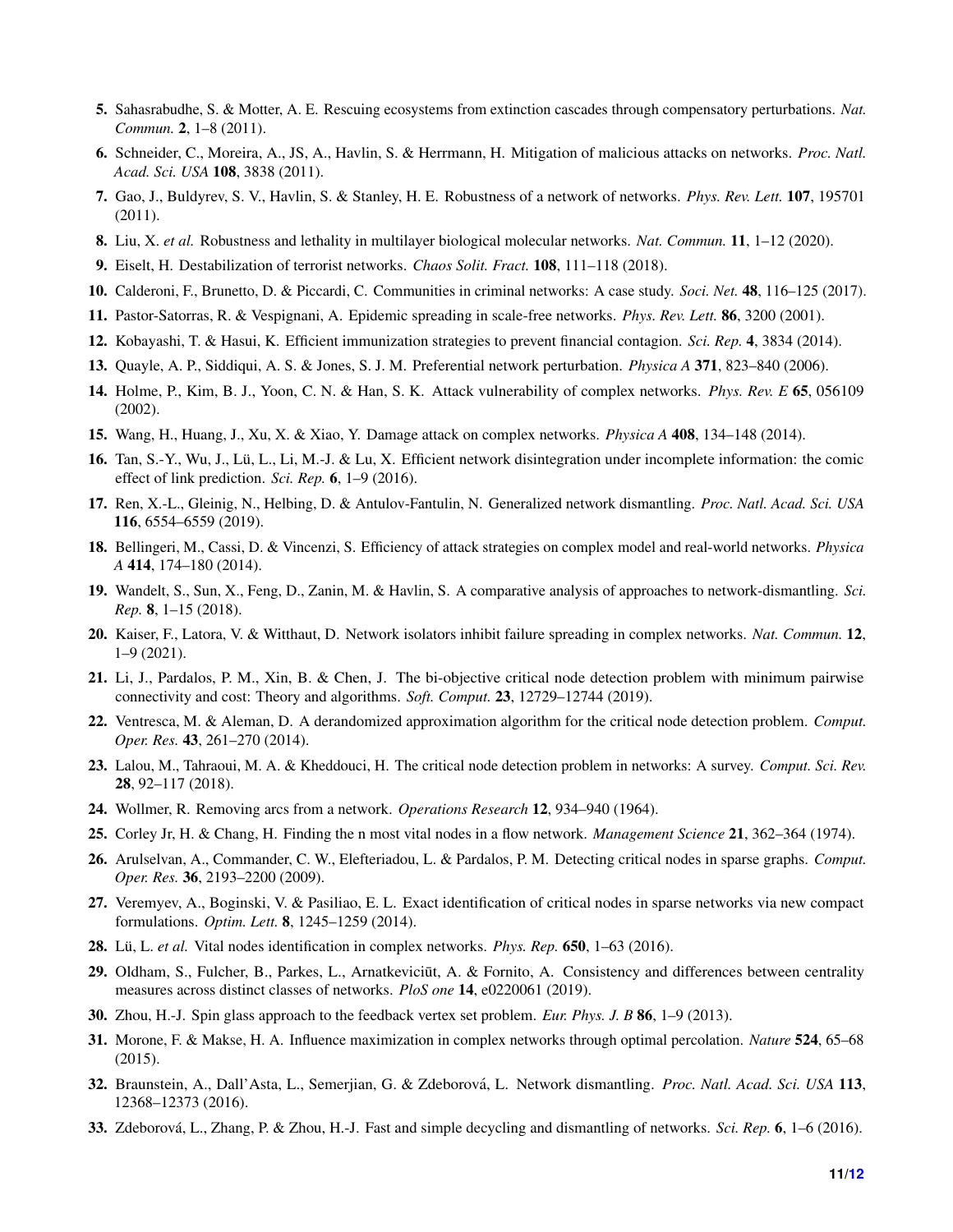5. Sahasrabudhe, S. & Motter, A. E. Rescuing ecosystems from extinction cascades through compensatory perturbations. *Nat. Commun.* **2**, 1–8 (2011).
6. Schneider, C., Moreira, A., JS, A., Havlin, S. & Herrmann, H. Mitigation of malicious attacks on networks. *Proc. Natl. Acad. Sci. USA* **108**, 3838 (2011).
7. Gao, J., Buldyrev, S. V., Havlin, S. & Stanley, H. E. Robustness of a network of networks. *Phys. Rev. Lett.* **107**, 195701 (2011).
8. Liu, X. *et al.* Robustness and lethality in multilayer biological molecular networks. *Nat. Commun.* **11**, 1–12 (2020).
9. Eiselt, H. Destabilization of terrorist networks. *Chaos Solit. Fract.* **108**, 111–118 (2018).
10. Calderoni, F., Brunetto, D. & Piccardi, C. Communities in criminal networks: A case study. *Soci. Net.* **48**, 116–125 (2017).
11. Pastor-Satorras, R. & Vespignani, A. Epidemic spreading in scale-free networks. *Phys. Rev. Lett.* **86**, 3200 (2001).
12. Kobayashi, T. & Hasui, K. Efficient immunization strategies to prevent financial contagion. *Sci. Rep.* **4**, 3834 (2014).
13. Quayle, A. P., Siddiqui, A. S. & Jones, S. J. M. Preferential network perturbation. *Physica A* **371**, 823–840 (2006).
14. Holme, P., Kim, B. J., Yoon, C. N. & Han, S. K. Attack vulnerability of complex networks. *Phys. Rev. E* **65**, 056109 (2002).
15. Wang, H., Huang, J., Xu, X. & Xiao, Y. Damage attack on complex networks. *Physica A* **408**, 134–148 (2014).
16. Tan, S.-Y., Wu, J., Lü, L., Li, M.-J. & Lu, X. Efficient network disintegration under incomplete information: the comic effect of link prediction. *Sci. Rep.* **6**, 1–9 (2016).
17. Ren, X.-L., Gleinig, N., Helbing, D. & Antulov-Fantulin, N. Generalized network dismantling. *Proc. Natl. Acad. Sci. USA* **116**, 6554–6559 (2019).
18. Bellingeri, M., Cassi, D. & Vincenzi, S. Efficiency of attack strategies on complex model and real-world networks. *Physica A* **414**, 174–180 (2014).
19. Wandelt, S., Sun, X., Feng, D., Zanin, M. & Havlin, S. A comparative analysis of approaches to network-dismantling. *Sci. Rep.* **8**, 1–15 (2018).
20. Kaiser, F., Latora, V. & Witthaut, D. Network isolators inhibit failure spreading in complex networks. *Nat. Commun.* **12**, 1–9 (2021).
21. Li, J., Pardalos, P. M., Xin, B. & Chen, J. The bi-objective critical node detection problem with minimum pairwise connectivity and cost: Theory and algorithms. *Soft. Comput.* **23**, 12729–12744 (2019).
22. Ventresca, M. & Aleman, D. A derandomized approximation algorithm for the critical node detection problem. *Comput. Oper. Res.* **43**, 261–270 (2014).
23. Lalou, M., Tahraoui, M. A. & Kheddouci, H. The critical node detection problem in networks: A survey. *Comput. Sci. Rev.* **28**, 92–117 (2018).
24. Wollmer, R. Removing arcs from a network. *Operations Research* **12**, 934–940 (1964).
25. Corley Jr, H. & Chang, H. Finding the n most vital nodes in a flow network. *Management Science* **21**, 362–364 (1974).
26. Arulselvan, A., Commander, C. W., Elefteriadou, L. & Pardalos, P. M. Detecting critical nodes in sparse graphs. *Comput. Oper. Res.* **36**, 2193–2200 (2009).
27. Veremyev, A., Boginski, V. & Pasiliao, E. L. Exact identification of critical nodes in sparse networks via new compact formulations. *Optim. Lett.* **8**, 1245–1259 (2014).
28. Lü, L. *et al.* Vital nodes identification in complex networks. *Phys. Rep.* **650**, 1–63 (2016).
29. Oldham, S., Fulcher, B., Parkes, L., Arnatkeviciūt, A. & Fornito, A. Consistency and differences between centrality measures across distinct classes of networks. *PloS one* **14**, e0220061 (2019).
30. Zhou, H.-J. Spin glass approach to the feedback vertex set problem. *Eur. Phys. J. B* **86**, 1–9 (2013).
31. Morone, F. & Makse, H. A. Influence maximization in complex networks through optimal percolation. *Nature* **524**, 65–68 (2015).
32. Braunstein, A., Dall'Asta, L., Semerjian, G. & Zdeborová, L. Network dismantling. *Proc. Natl. Acad. Sci. USA* **113**, 12368–12373 (2016).
33. Zdeborová, L., Zhang, P. & Zhou, H.-J. Fast and simple decycling and dismantling of networks. *Sci. Rep.* **6**, 1–6 (2016).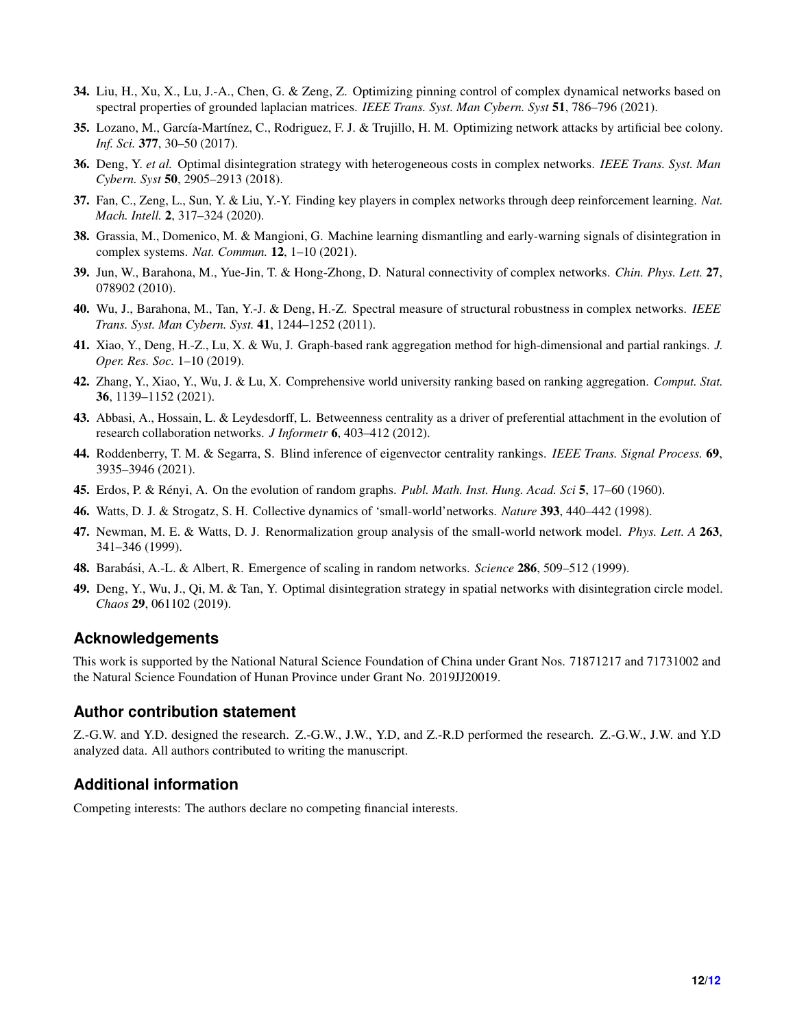34. Liu, H., Xu, X., Lu, J.-A., Chen, G. & Zeng, Z. Optimizing pinning control of complex dynamical networks based on spectral properties of grounded laplacian matrices. *IEEE Trans. Syst. Man Cybern. Syst* **51**, 786–796 (2021).
35. Lozano, M., García-Martínez, C., Rodriguez, F. J. & Trujillo, H. M. Optimizing network attacks by artificial bee colony. *Inf. Sci.* **377**, 30–50 (2017).
36. Deng, Y. *et al.* Optimal disintegration strategy with heterogeneous costs in complex networks. *IEEE Trans. Syst. Man Cybern. Syst* **50**, 2905–2913 (2018).
37. Fan, C., Zeng, L., Sun, Y. & Liu, Y.-Y. Finding key players in complex networks through deep reinforcement learning. *Nat. Mach. Intell.* **2**, 317–324 (2020).
38. Grassia, M., Domenico, M. & Mangioni, G. Machine learning dismantling and early-warning signals of disintegration in complex systems. *Nat. Commun.* **12**, 1–10 (2021).
39. Jun, W., Barahona, M., Yue-Jin, T. & Hong-Zhong, D. Natural connectivity of complex networks. *Chin. Phys. Lett.* **27**, 078902 (2010).
40. Wu, J., Barahona, M., Tan, Y.-J. & Deng, H.-Z. Spectral measure of structural robustness in complex networks. *IEEE Trans. Syst. Man Cybern. Syst.* **41**, 1244–1252 (2011).
41. Xiao, Y., Deng, H.-Z., Lu, X. & Wu, J. Graph-based rank aggregation method for high-dimensional and partial rankings. *J. Oper. Res. Soc.* 1–10 (2019).
42. Zhang, Y., Xiao, Y., Wu, J. & Lu, X. Comprehensive world university ranking based on ranking aggregation. *Comput. Stat.* **36**, 1139–1152 (2021).
43. Abbasi, A., Hossain, L. & Leydesdorff, L. Betweenness centrality as a driver of preferential attachment in the evolution of research collaboration networks. *J Informetr* **6**, 403–412 (2012).
44. Roddenberry, T. M. & Segarra, S. Blind inference of eigenvector centrality rankings. *IEEE Trans. Signal Process.* **69**, 3935–3946 (2021).
45. Erdos, P. & Rényi, A. On the evolution of random graphs. *Publ. Math. Inst. Hung. Acad. Sci* **5**, 17–60 (1960).
46. Watts, D. J. & Strogatz, S. H. Collective dynamics of 'small-world'networks. *Nature* **393**, 440–442 (1998).
47. Newman, M. E. & Watts, D. J. Renormalization group analysis of the small-world network model. *Phys. Lett. A* **263**, 341–346 (1999).
48. Barabási, A.-L. & Albert, R. Emergence of scaling in random networks. *Science* **286**, 509–512 (1999).
49. Deng, Y., Wu, J., Qi, M. & Tan, Y. Optimal disintegration strategy in spatial networks with disintegration circle model. *Chaos* **29**, 061102 (2019).

## Acknowledgements

This work is supported by the National Natural Science Foundation of China under Grant Nos. 71871217 and 71731002 and the Natural Science Foundation of Hunan Province under Grant No. 2019JJ20019.

## Author contribution statement

Z.-G.W. and Y.D. designed the research. Z.-G.W., J.W., Y.D, and Z.-R.D performed the research. Z.-G.W., J.W. and Y.D analyzed data. All authors contributed to writing the manuscript.

## Additional information

Competing interests: The authors declare no competing financial interests.